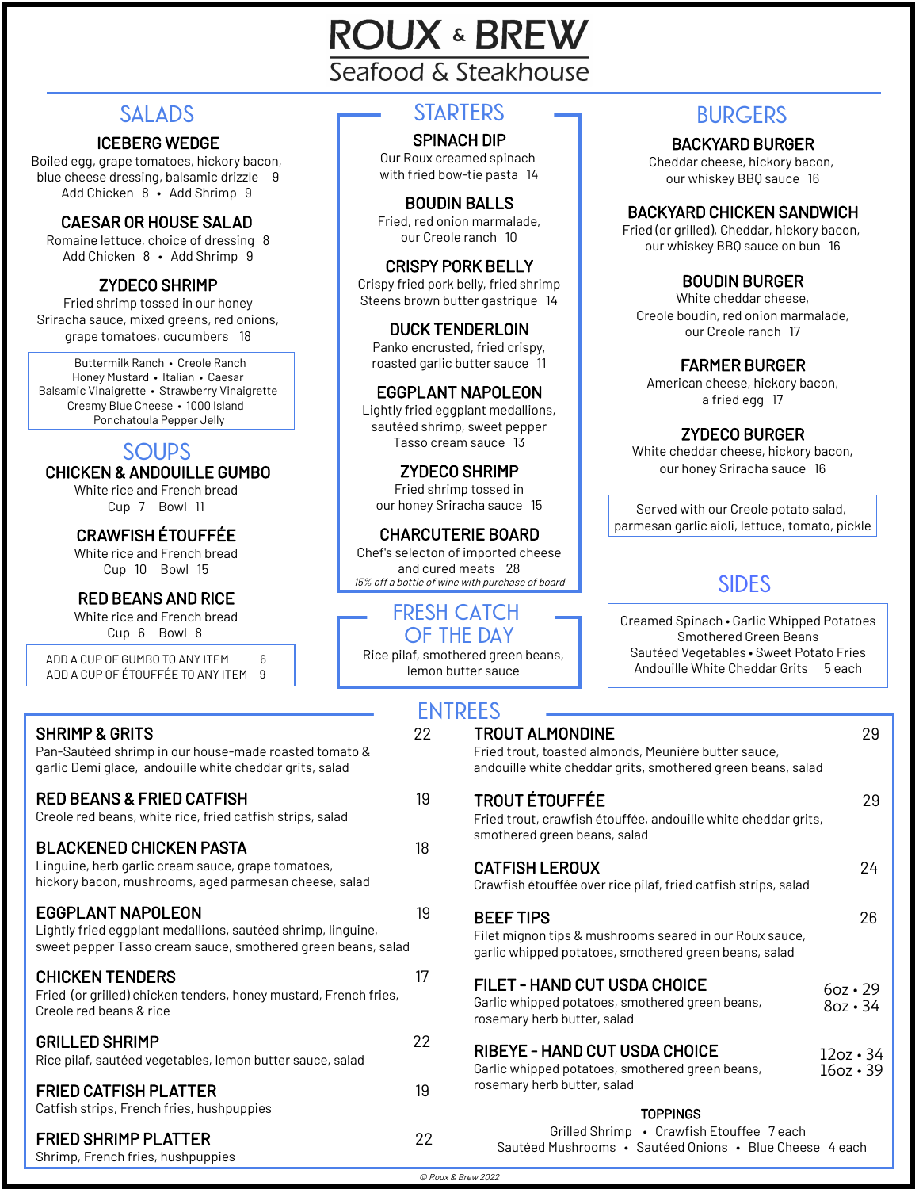# ROUX & BREW

## Seafood & Steakhouse

## SALADS

### ICEBERG WEDGE

Boiled egg, grape tomatoes, hickory bacon, blue cheese dressing, balsamic drizzle 9
Add Chicken 8 • Add Shrimp 9

### CAESAR OR HOUSE SALAD

Romaine lettuce, choice of dressing 8
Add Chicken 8 • Add Shrimp 9

### ZYDECO SHRIMP

Fried shrimp tossed in our honey Sriracha sauce, mixed greens, red onions, grape tomatoes, cucumbers 18

Buttermilk Ranch • Creole Ranch
Honey Mustard • Italian • Caesar
Balsamic Vinaigrette • Strawberry Vinaigrette
Creamy Blue Cheese • 1000 Island
Ponchatoula Pepper Jelly

## SOUPS

### CHICKEN & ANDOUILLE GUMBO

White rice and French bread
Cup 7 Bowl 11

### CRAWFISH ÉTOUFFÉE

White rice and French bread
Cup 10 Bowl 15

### RED BEANS AND RICE

White rice and French bread
Cup 6 Bowl 8

ADD A CUP OF GUMBO TO ANY ITEM 6
ADD A CUP OF ÉTOUFFÉE TO ANY ITEM 9

## STARTERS

### SPINACH DIP

Our Roux creamed spinach with fried bow-tie pasta 14

### BOUDIN BALLS

Fried, red onion marmalade, our Creole ranch 10

### CRISPY PORK BELLY

Crispy fried pork belly, fried shrimp Steens brown butter gastrique 14

### DUCK TENDERLOIN

Panko encrusted, fried crispy, roasted garlic butter sauce 11

### EGGPLANT NAPOLEON

Lightly fried eggplant medallions, sautéed shrimp, sweet pepper Tasso cream sauce 13

### ZYDECO SHRIMP

Fried shrimp tossed in our honey Sriracha sauce 15

### CHARCUTERIE BOARD

Chef's selecton of imported cheese and cured meats 28

*15% off a bottle of wine with purchase of board*

## FRESH CATCH OF THE DAY

Rice pilaf, smothered green beans, lemon butter sauce

## BURGERS

### BACKYARD BURGER

Cheddar cheese, hickory bacon, our whiskey BBQ sauce 16

### BACKYARD CHICKEN SANDWICH

Fried (or grilled), Cheddar, hickory bacon, our whiskey BBQ sauce on bun 16

### BOUDIN BURGER

White cheddar cheese, Creole boudin, red onion marmalade, our Creole ranch 17

### FARMER BURGER

American cheese, hickory bacon, a fried egg 17

### ZYDECO BURGER

White cheddar cheese, hickory bacon, our honey Sriracha sauce 16

Served with our Creole potato salad, parmesan garlic aioli, lettuce, tomato, pickle

## SIDES

Creamed Spinach • Garlic Whipped Potatoes
Smothered Green Beans
Sautéed Vegetables • Sweet Potato Fries
Andouille White Cheddar Grits 5 each

## ENTREES

### SHRIMP & GRITS 22

Pan-Sautéed shrimp in our house-made roasted tomato & garlic Demi glace, andouille white cheddar grits, salad

### RED BEANS & FRIED CATFISH 19

Creole red beans, white rice, fried catfish strips, salad

### BLACKENED CHICKEN PASTA 18

Linguine, herb garlic cream sauce, grape tomatoes, hickory bacon, mushrooms, aged parmesan cheese, salad

### EGGPLANT NAPOLEON 19

Lightly fried eggplant medallions, sautéed shrimp, linguine, sweet pepper Tasso cream sauce, smothered green beans, salad

### CHICKEN TENDERS 17

Fried (or grilled) chicken tenders, honey mustard, French fries, Creole red beans & rice

### GRILLED SHRIMP 22

Rice pilaf, sautéed vegetables, lemon butter sauce, salad

### FRIED CATFISH PLATTER 19

Catfish strips, French fries, hushpuppies

### FRIED SHRIMP PLATTER 22

Shrimp, French fries, hushpuppies

### TROUT ALMONDINE 29

Fried trout, toasted almonds, Meuniére butter sauce, andouille white cheddar grits, smothered green beans, salad

### TROUT ÉTOUFFÉE 29

Fried trout, crawfish étouffée, andouille white cheddar grits, smothered green beans, salad

### CATFISH LEROUX 24

Crawfish étouffée over rice pilaf, fried catfish strips, salad

### BEEF TIPS 26

Filet mignon tips & mushrooms seared in our Roux sauce, garlic whipped potatoes, smothered green beans, salad

### FILET - HAND CUT USDA CHOICE 6oz • 29 / 8oz • 34

Garlic whipped potatoes, smothered green beans, rosemary herb butter, salad

### RIBEYE - HAND CUT USDA CHOICE 12oz • 34 / 16oz • 39

Garlic whipped potatoes, smothered green beans, rosemary herb butter, salad

### TOPPINGS

Grilled Shrimp • Crawfish Etouffee 7 each
Sautéed Mushrooms • Sautéed Onions • Blue Cheese 4 each

© Roux & Brew 2022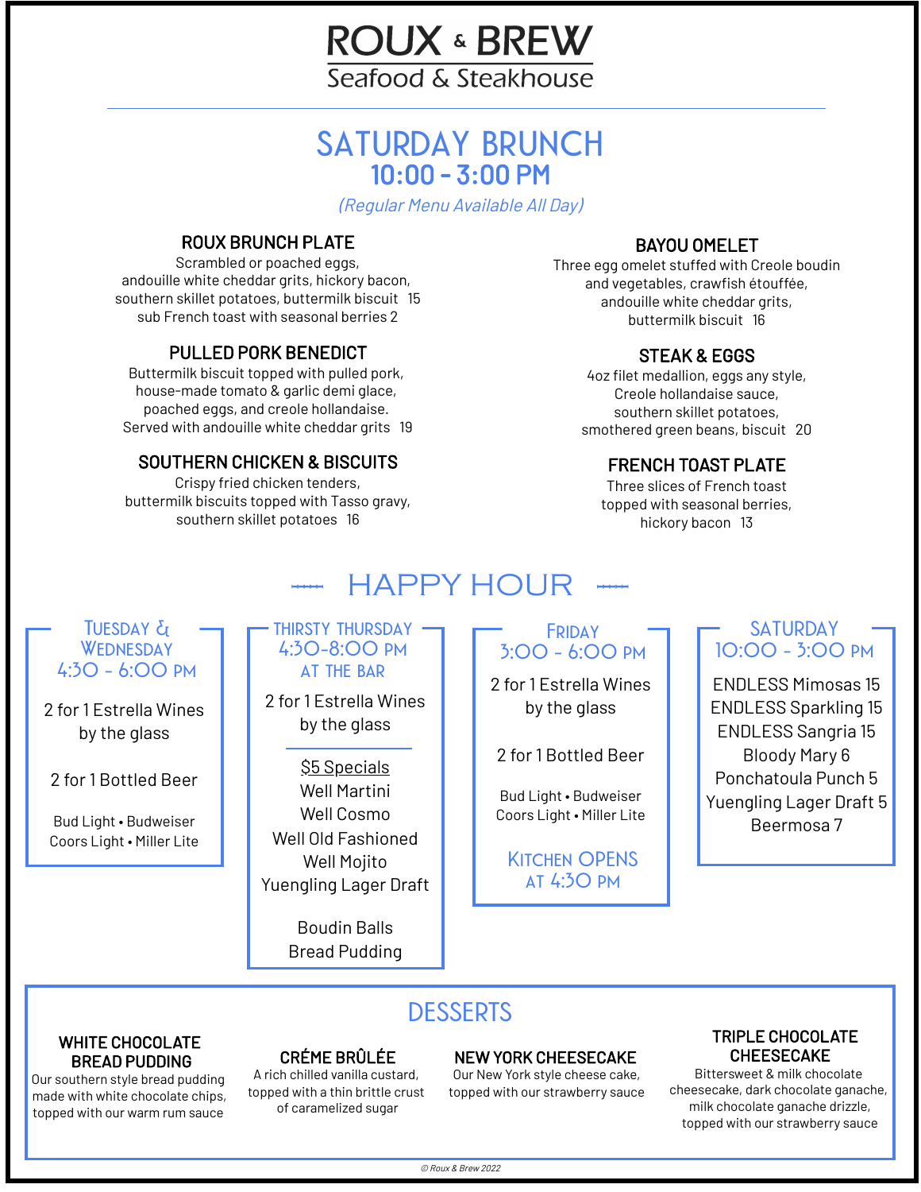# ROUX & BREW
Seafood & Steakhouse

## SATURDAY BRUNCH
### 10:00 - 3:00 PM

*(Regular Menu Available All Day)*

**ROUX BRUNCH PLATE**
Scrambled or poached eggs, andouille white cheddar grits, hickory bacon, southern skillet potatoes, buttermilk biscuit 15
sub French toast with seasonal berries 2

**PULLED PORK BENEDICT**
Buttermilk biscuit topped with pulled pork, house-made tomato & garlic demi glace, poached eggs, and creole hollandaise. Served with andouille white cheddar grits 19

**SOUTHERN CHICKEN & BISCUITS**
Crispy fried chicken tenders, buttermilk biscuits topped with Tasso gravy, southern skillet potatoes 16

**BAYOU OMELET**
Three egg omelet stuffed with Creole boudin and vegetables, crawfish étouffée, andouille white cheddar grits, buttermilk biscuit 16

**STEAK & EGGS**
4oz filet medallion, eggs any style, Creole hollandaise sauce, southern skillet potatoes, smothered green beans, biscuit 20

**FRENCH TOAST PLATE**
Three slices of French toast topped with seasonal berries, hickory bacon 13

## HAPPY HOUR

### Tuesday & Wednesday 4:30 - 6:00 PM

2 for 1 Estrella Wines by the glass

2 for 1 Bottled Beer

Bud Light • Budweiser
Coors Light • Miller Lite

### Thirsty Thursday 4:30-8:00 PM At the Bar

2 for 1 Estrella Wines by the glass

$5 Specials
Well Martini
Well Cosmo
Well Old Fashioned
Well Mojito
Yuengling Lager Draft

Boudin Balls
Bread Pudding

### Friday 3:00 - 6:00 PM

2 for 1 Estrella Wines by the glass

2 for 1 Bottled Beer

Bud Light • Budweiser
Coors Light • Miller Lite

Kitchen Opens at 4:30 PM

### Saturday 10:00 - 3:00 PM

ENDLESS Mimosas 15
ENDLESS Sparkling 15
ENDLESS Sangria 15
Bloody Mary 6
Ponchatoula Punch 5
Yuengling Lager Draft 5
Beermosa 7

## DESSERTS

**WHITE CHOCOLATE BREAD PUDDING**
Our southern style bread pudding made with white chocolate chips, topped with our warm rum sauce

**CRÉME BRÛLÉE**
A rich chilled vanilla custard, topped with a thin brittle crust of caramelized sugar

**NEW YORK CHEESECAKE**
Our New York style cheese cake, topped with our strawberry sauce

**TRIPLE CHOCOLATE CHEESECAKE**
Bittersweet & milk chocolate cheesecake, dark chocolate ganache, milk chocolate ganache drizzle, topped with our strawberry sauce

© Roux & Brew 2022